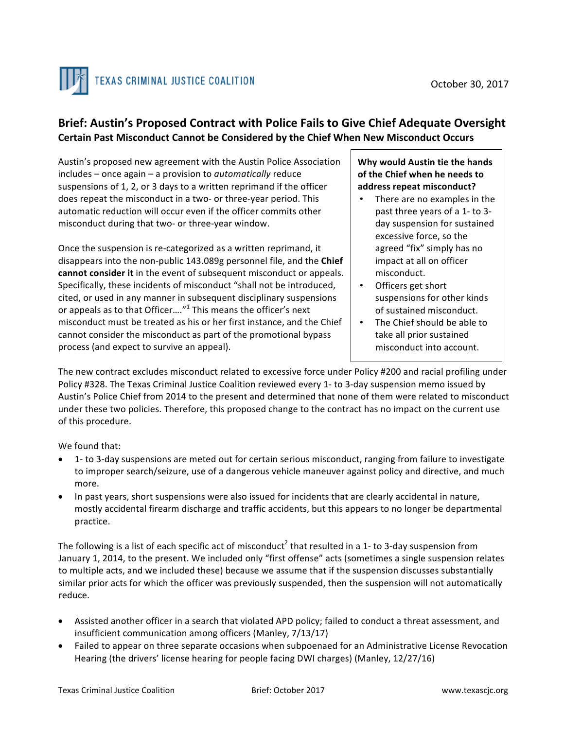TEXAS CRIMINAL JUSTICE COALITION

October 30, 2017

## Brief: Austin's Proposed Contract with Police Fails to Give Chief Adequate Oversight

### Certain Past Misconduct Cannot be Considered by the Chief When New Misconduct Occurs

Austin's proposed new agreement with the Austin Police Association includes – once again – a provision to *automatically* reduce suspensions of 1, 2, or 3 days to a written reprimand if the officer does repeat the misconduct in a two- or three-year period. This automatic reduction will occur even if the officer commits other misconduct during that two- or three-year window.

Once the suspension is re-categorized as a written reprimand, it disappears into the non-public 143.089g personnel file, and the **Chief cannot consider it** in the event of subsequent misconduct or appeals. Specifically, these incidents of misconduct "shall not be introduced, cited, or used in any manner in subsequent disciplinary suspensions or appeals as to that Officer…."[1] This means the officer's next misconduct must be treated as his or her first instance, and the Chief cannot consider the misconduct as part of the promotional bypass process (and expect to survive an appeal).

**Why would Austin tie the hands of the Chief when he needs to address repeat misconduct?**

- There are no examples in the past three years of a 1- to 3-day suspension for sustained excessive force, so the agreed "fix" simply has no impact at all on officer misconduct.
- Officers get short suspensions for other kinds of sustained misconduct.
- The Chief should be able to take all prior sustained misconduct into account.

The new contract excludes misconduct related to excessive force under Policy #200 and racial profiling under Policy #328. The Texas Criminal Justice Coalition reviewed every 1- to 3-day suspension memo issued by Austin's Police Chief from 2014 to the present and determined that none of them were related to misconduct under these two policies. Therefore, this proposed change to the contract has no impact on the current use of this procedure.

We found that:

- 1- to 3-day suspensions are meted out for certain serious misconduct, ranging from failure to investigate to improper search/seizure, use of a dangerous vehicle maneuver against policy and directive, and much more.
- In past years, short suspensions were also issued for incidents that are clearly accidental in nature, mostly accidental firearm discharge and traffic accidents, but this appears to no longer be departmental practice.

The following is a list of each specific act of misconduct[2] that resulted in a 1- to 3-day suspension from January 1, 2014, to the present. We included only "first offense" acts (sometimes a single suspension relates to multiple acts, and we included these) because we assume that if the suspension discusses substantially similar prior acts for which the officer was previously suspended, then the suspension will not automatically reduce.

- Assisted another officer in a search that violated APD policy; failed to conduct a threat assessment, and insufficient communication among officers (Manley, 7/13/17)
- Failed to appear on three separate occasions when subpoenaed for an Administrative License Revocation Hearing (the drivers' license hearing for people facing DWI charges) (Manley, 12/27/16)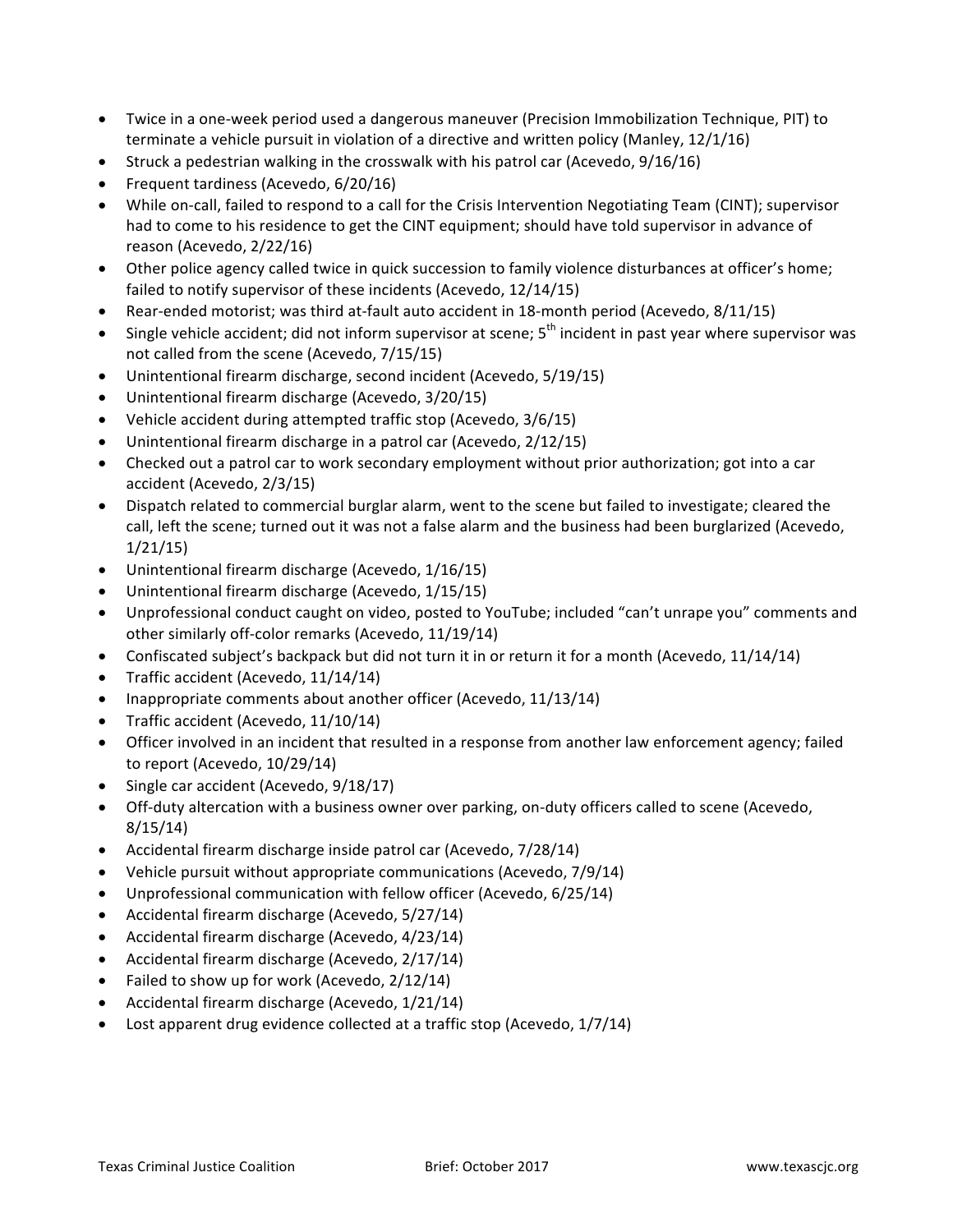- Twice in a one-week period used a dangerous maneuver (Precision Immobilization Technique, PIT) to terminate a vehicle pursuit in violation of a directive and written policy (Manley, 12/1/16)
- Struck a pedestrian walking in the crosswalk with his patrol car (Acevedo, 9/16/16)
- Frequent tardiness (Acevedo, 6/20/16)
- While on-call, failed to respond to a call for the Crisis Intervention Negotiating Team (CINT); supervisor had to come to his residence to get the CINT equipment; should have told supervisor in advance of reason (Acevedo, 2/22/16)
- Other police agency called twice in quick succession to family violence disturbances at officer's home; failed to notify supervisor of these incidents (Acevedo, 12/14/15)
- Rear-ended motorist; was third at-fault auto accident in 18-month period (Acevedo, 8/11/15)
- Single vehicle accident; did not inform supervisor at scene; 5th incident in past year where supervisor was not called from the scene (Acevedo, 7/15/15)
- Unintentional firearm discharge, second incident (Acevedo, 5/19/15)
- Unintentional firearm discharge (Acevedo, 3/20/15)
- Vehicle accident during attempted traffic stop (Acevedo, 3/6/15)
- Unintentional firearm discharge in a patrol car (Acevedo, 2/12/15)
- Checked out a patrol car to work secondary employment without prior authorization; got into a car accident (Acevedo, 2/3/15)
- Dispatch related to commercial burglar alarm, went to the scene but failed to investigate; cleared the call, left the scene; turned out it was not a false alarm and the business had been burglarized (Acevedo, 1/21/15)
- Unintentional firearm discharge (Acevedo, 1/16/15)
- Unintentional firearm discharge (Acevedo, 1/15/15)
- Unprofessional conduct caught on video, posted to YouTube; included "can't unrape you" comments and other similarly off-color remarks (Acevedo, 11/19/14)
- Confiscated subject's backpack but did not turn it in or return it for a month (Acevedo, 11/14/14)
- Traffic accident (Acevedo, 11/14/14)
- Inappropriate comments about another officer (Acevedo, 11/13/14)
- Traffic accident (Acevedo, 11/10/14)
- Officer involved in an incident that resulted in a response from another law enforcement agency; failed to report (Acevedo, 10/29/14)
- Single car accident (Acevedo, 9/18/17)
- Off-duty altercation with a business owner over parking, on-duty officers called to scene (Acevedo, 8/15/14)
- Accidental firearm discharge inside patrol car (Acevedo, 7/28/14)
- Vehicle pursuit without appropriate communications (Acevedo, 7/9/14)
- Unprofessional communication with fellow officer (Acevedo, 6/25/14)
- Accidental firearm discharge (Acevedo, 5/27/14)
- Accidental firearm discharge (Acevedo, 4/23/14)
- Accidental firearm discharge (Acevedo, 2/17/14)
- Failed to show up for work (Acevedo, 2/12/14)
- Accidental firearm discharge (Acevedo, 1/21/14)
- Lost apparent drug evidence collected at a traffic stop (Acevedo, 1/7/14)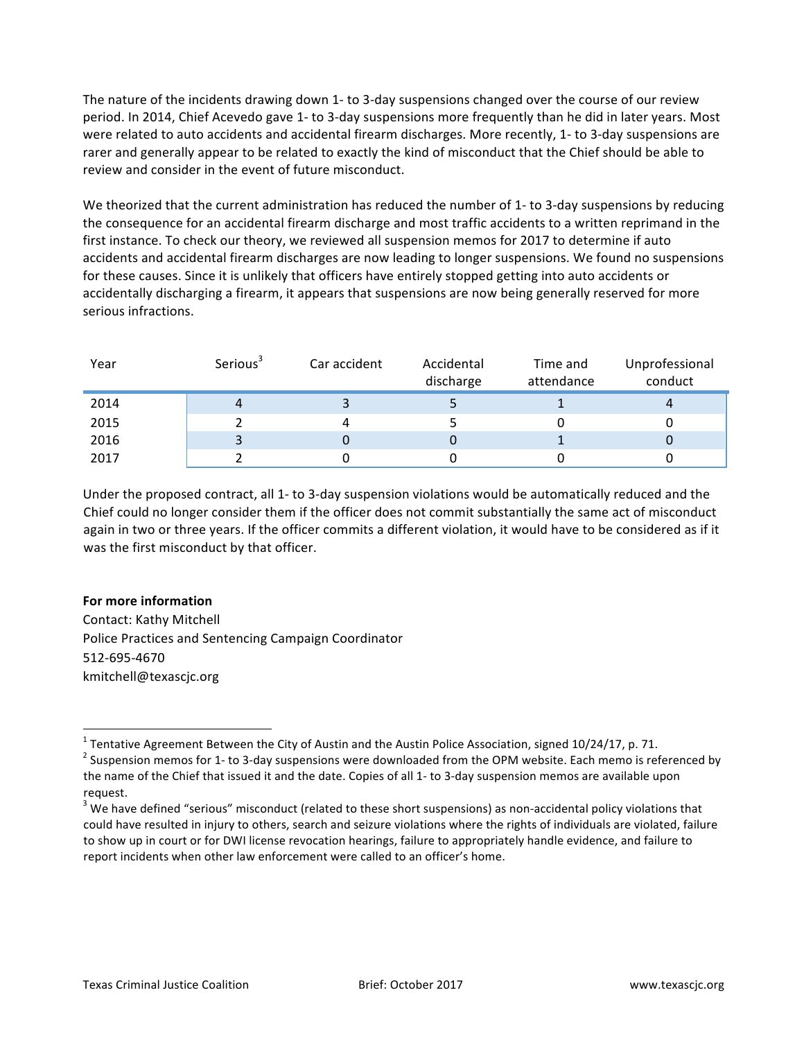The nature of the incidents drawing down 1- to 3-day suspensions changed over the course of our review period. In 2014, Chief Acevedo gave 1- to 3-day suspensions more frequently than he did in later years. Most were related to auto accidents and accidental firearm discharges. More recently, 1- to 3-day suspensions are rarer and generally appear to be related to exactly the kind of misconduct that the Chief should be able to review and consider in the event of future misconduct.

We theorized that the current administration has reduced the number of 1- to 3-day suspensions by reducing the consequence for an accidental firearm discharge and most traffic accidents to a written reprimand in the first instance. To check our theory, we reviewed all suspension memos for 2017 to determine if auto accidents and accidental firearm discharges are now leading to longer suspensions. We found no suspensions for these causes. Since it is unlikely that officers have entirely stopped getting into auto accidents or accidentally discharging a firearm, it appears that suspensions are now being generally reserved for more serious infractions.

| Year | Serious[3] | Car accident | Accidental discharge | Time and attendance | Unprofessional conduct |
|---|---|---|---|---|---|
| 2014 | 4 | 3 | 5 | 1 | 4 |
| 2015 | 2 | 4 | 5 | 0 | 0 |
| 2016 | 3 | 0 | 0 | 1 | 0 |
| 2017 | 2 | 0 | 0 | 0 | 0 |

Under the proposed contract, all 1- to 3-day suspension violations would be automatically reduced and the Chief could no longer consider them if the officer does not commit substantially the same act of misconduct again in two or three years. If the officer commits a different violation, it would have to be considered as if it was the first misconduct by that officer.

**For more information**

Contact: Kathy Mitchell
Police Practices and Sentencing Campaign Coordinator
512-695-4670
kmitchell@texascjc.org

[1] Tentative Agreement Between the City of Austin and the Austin Police Association, signed 10/24/17, p. 71.

[2] Suspension memos for 1- to 3-day suspensions were downloaded from the OPM website. Each memo is referenced by the name of the Chief that issued it and the date. Copies of all 1- to 3-day suspension memos are available upon request.

[3] We have defined "serious" misconduct (related to these short suspensions) as non-accidental policy violations that could have resulted in injury to others, search and seizure violations where the rights of individuals are violated, failure to show up in court or for DWI license revocation hearings, failure to appropriately handle evidence, and failure to report incidents when other law enforcement were called to an officer's home.